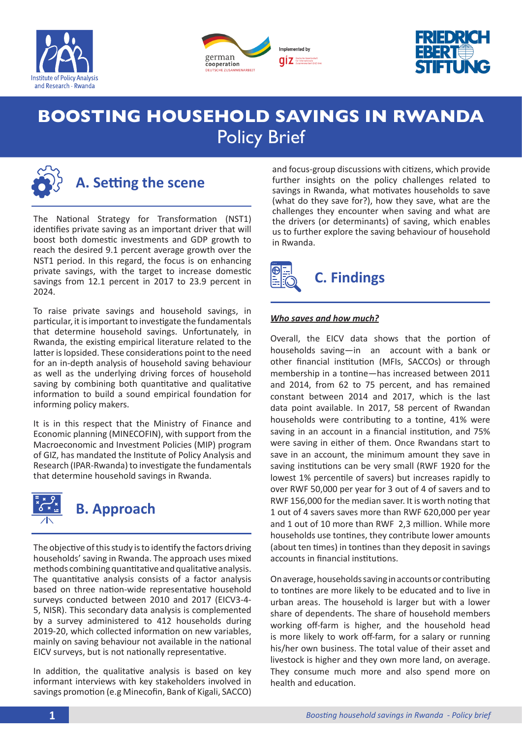# BOOSTING HOUSEHOLD SAVINGS IN RWANDA

Policy Brief

## A. Setting the scene

The National Strategy for Transformation (NST1) identifies private saving as an important driver that will boost both domestic investments and GDP growth to reach the desired 9.1 percent average growth over the NST1 period. In this regard, the focus is on enhancing private savings, with the target to increase domestic savings from 12.1 percent in 2017 to 23.9 percent in 2024.

To raise private savings and household savings, in particular, it is important to investigate the fundamentals that determine household savings. Unfortunately, in Rwanda, the existing empirical literature related to the latter is lopsided. These considerations point to the need for an in-depth analysis of household saving behaviour as well as the underlying driving forces of household saving by combining both quantitative and qualitative information to build a sound empirical foundation for informing policy makers.

It is in this respect that the Ministry of Finance and Economic planning (MINECOFIN), with support from the Macroeconomic and Investment Policies (MIP) program of GIZ, has mandated the Institute of Policy Analysis and Research (IPAR-Rwanda) to investigate the fundamentals that determine household savings in Rwanda.

## B. Approach

The objective of this study is to identify the factors driving households' saving in Rwanda. The approach uses mixed methods combining quantitative and qualitative analysis. The quantitative analysis consists of a factor analysis based on three nation-wide representative household surveys conducted between 2010 and 2017 (EICV3-4-5, NISR). This secondary data analysis is complemented by a survey administered to 412 households during 2019-20, which collected information on new variables, mainly on saving behaviour not available in the national EICV surveys, but is not nationally representative.

In addition, the qualitative analysis is based on key informant interviews with key stakeholders involved in savings promotion (e.g Minecofin, Bank of Kigali, SACCO) and focus-group discussions with citizens, which provide further insights on the policy challenges related to savings in Rwanda, what motivates households to save (what do they save for?), how they save, what are the challenges they encounter when saving and what are the drivers (or determinants) of saving, which enables us to further explore the saving behaviour of household in Rwanda.

## C. Findings

***Who saves and how much?***

Overall, the EICV data shows that the portion of households saving—in an account with a bank or other financial institution (MFIs, SACCOs) or through membership in a tontine—has increased between 2011 and 2014, from 62 to 75 percent, and has remained constant between 2014 and 2017, which is the last data point available. In 2017, 58 percent of Rwandan households were contributing to a tontine, 41% were saving in an account in a financial institution, and 75% were saving in either of them. Once Rwandans start to save in an account, the minimum amount they save in saving institutions can be very small (RWF 1920 for the lowest 1% percentile of savers) but increases rapidly to over RWF 50,000 per year for 3 out of 4 of savers and to RWF 156,000 for the median saver. It is worth noting that 1 out of 4 savers saves more than RWF 620,000 per year and 1 out of 10 more than RWF 2,3 million. While more households use tontines, they contribute lower amounts (about ten times) in tontines than they deposit in savings accounts in financial institutions.

On average, households saving in accounts or contributing to tontines are more likely to be educated and to live in urban areas. The household is larger but with a lower share of dependents. The share of household members working off-farm is higher, and the household head is more likely to work off-farm, for a salary or running his/her own business. The total value of their asset and livestock is higher and they own more land, on average. They consume much more and also spend more on health and education.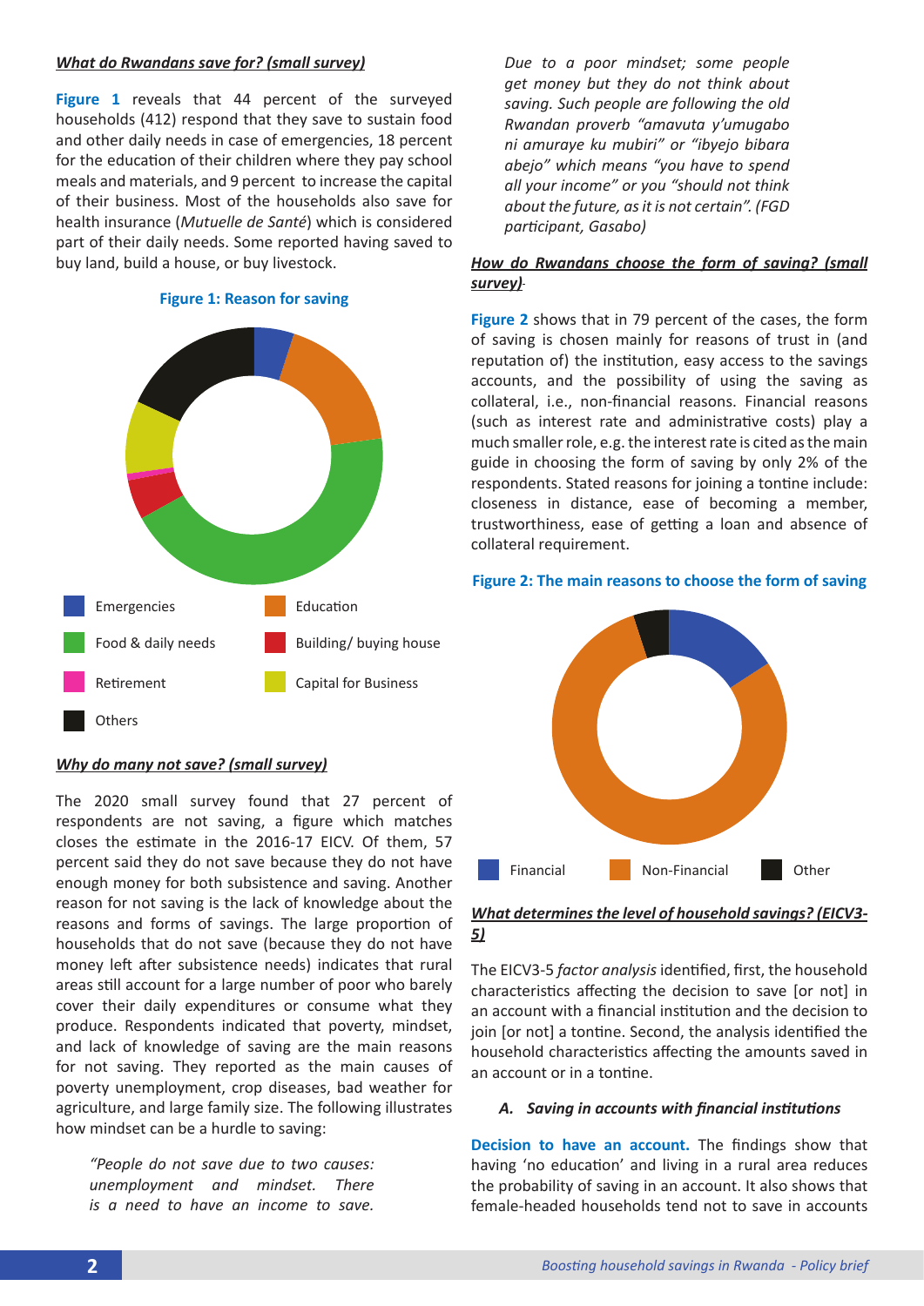### *What do Rwandans save for? (small survey)*

**Figure 1** reveals that 44 percent of the surveyed households (412) respond that they save to sustain food and other daily needs in case of emergencies, 18 percent for the education of their children where they pay school meals and materials, and 9 percent to increase the capital of their business. Most of the households also save for health insurance (*Mutuelle de Santé*) which is considered part of their daily needs. Some reported having saved to buy land, build a house, or buy livestock.

**Figure 1: Reason for saving**

Emergencies | Education | Food & daily needs | Building/ buying house | Retirement | Capital for Business | Others

### *Why do many not save? (small survey)*

The 2020 small survey found that 27 percent of respondents are not saving, a figure which matches closes the estimate in the 2016-17 EICV. Of them, 57 percent said they do not save because they do not have enough money for both subsistence and saving. Another reason for not saving is the lack of knowledge about the reasons and forms of savings. The large proportion of households that do not save (because they do not have money left after subsistence needs) indicates that rural areas still account for a large number of poor who barely cover their daily expenditures or consume what they produce. Respondents indicated that poverty, mindset, and lack of knowledge of saving are the main reasons for not saving. They reported as the main causes of poverty unemployment, crop diseases, bad weather for agriculture, and large family size. The following illustrates how mindset can be a hurdle to saving:

> *"People do not save due to two causes: unemployment and mindset. There is a need to have an income to save. Due to a poor mindset; some people get money but they do not think about saving. Such people are following the old Rwandan proverb "amavuta y'umugabo ni amuraye ku mubiri" or "ibyejo bibara abejo" which means "you have to spend all your income" or you "should not think about the future, as it is not certain". (FGD participant, Gasabo)*

### *How do Rwandans choose the form of saving? (small survey)*

**Figure 2** shows that in 79 percent of the cases, the form of saving is chosen mainly for reasons of trust in (and reputation of) the institution, easy access to the savings accounts, and the possibility of using the saving as collateral, i.e., non-financial reasons. Financial reasons (such as interest rate and administrative costs) play a much smaller role, e.g. the interest rate is cited as the main guide in choosing the form of saving by only 2% of the respondents. Stated reasons for joining a tontine include: closeness in distance, ease of becoming a member, trustworthiness, ease of getting a loan and absence of collateral requirement.

**Figure 2: The main reasons to choose the form of saving**

Financial | Non-Financial | Other

### *What determines the level of household savings? (EICV3-5)*

The EICV3-5 *factor analysis* identified, first, the household characteristics affecting the decision to save [or not] in an account with a financial institution and the decision to join [or not] a tontine. Second, the analysis identified the household characteristics affecting the amounts saved in an account or in a tontine.

#### *A. Saving in accounts with financial institutions*

**Decision to have an account.** The findings show that having 'no education' and living in a rural area reduces the probability of saving in an account. It also shows that female-headed households tend not to save in accounts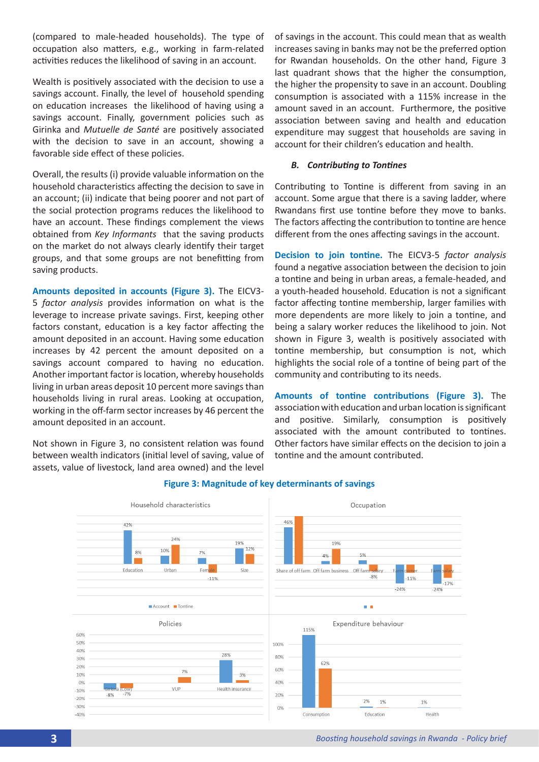(compared to male-headed households). The type of occupation also matters, e.g., working in farm-related activities reduces the likelihood of saving in an account.

Wealth is positively associated with the decision to use a savings account. Finally, the level of household spending on education increases the likelihood of having using a savings account. Finally, government policies such as Girinka and *Mutuelle de Santé* are positively associated with the decision to save in an account, showing a favorable side effect of these policies.

Overall, the results (i) provide valuable information on the household characteristics affecting the decision to save in an account; (ii) indicate that being poorer and not part of the social protection programs reduces the likelihood to have an account. These findings complement the views obtained from *Key Informants* that the saving products on the market do not always clearly identify their target groups, and that some groups are not benefitting from saving products.

**Amounts deposited in accounts (Figure 3).** The EICV3-5 *factor analysis* provides information on what is the leverage to increase private savings. First, keeping other factors constant, education is a key factor affecting the amount deposited in an account. Having some education increases by 42 percent the amount deposited on a savings account compared to having no education. Another important factor is location, whereby households living in urban areas deposit 10 percent more savings than households living in rural areas. Looking at occupation, working in the off-farm sector increases by 46 percent the amount deposited in an account.

Not shown in Figure 3, no consistent relation was found between wealth indicators (initial level of saving, value of assets, value of livestock, land area owned) and the level of savings in the account. This could mean that as wealth increases saving in banks may not be the preferred option for Rwandan households. On the other hand, Figure 3 last quadrant shows that the higher the consumption, the higher the propensity to save in an account. Doubling consumption is associated with a 115% increase in the amount saved in an account. Furthermore, the positive association between saving and health and education expenditure may suggest that households are saving in account for their children's education and health.

### B. Contributing to Tontines

Contributing to Tontine is different from saving in an account. Some argue that there is a saving ladder, where Rwandans first use tontine before they move to banks. The factors affecting the contribution to tontine are hence different from the ones affecting savings in the account.

**Decision to join tontine.** The EICV3-5 *factor analysis* found a negative association between the decision to join a tontine and being in urban areas, a female-headed, and a youth-headed household. Education is not a significant factor affecting tontine membership, larger families with more dependents are more likely to join a tontine, and being a salary worker reduces the likelihood to join. Not shown in Figure 3, wealth is positively associated with tontine membership, but consumption is not, which highlights the social role of a tontine of being part of the community and contributing to its needs.

**Amounts of tontine contributions (Figure 3).** The association with education and urban location is significant and positive. Similarly, consumption is positively associated with the amount contributed to tontines. Other factors have similar effects on the decision to join a tontine and the amount contributed.

**Figure 3: Magnitude of key determinants of savings**

Household characteristics

| | Account | Tontine |
|---|---|---|
| Education | 42% | 8% |
| Urban | 10% | 24% |
| Female | 7% | -11% |
| Size | 19% | 12% |

Occupation

| | Account | Tontine |
|---|---|---|
| Share of off farm | 46% | |
| Off farm business | 4% | 19% |
| Off farm salary | 5% | -8% |
| Farm owner | -24% | -11% |
| Farm salary | -24% | -17% |

Policies

| | Account | Tontine |
|---|---|---|
| Girinka (Cow) | -8% | -7% |
| VUP | | 7% |
| Health insurance | 28% | 3% |

Expenditure behaviour

| | Account | Tontine |
|---|---|---|
| Consumption | 115% | 62% |
| Education | 2% | 1% |
| Health | 1% | |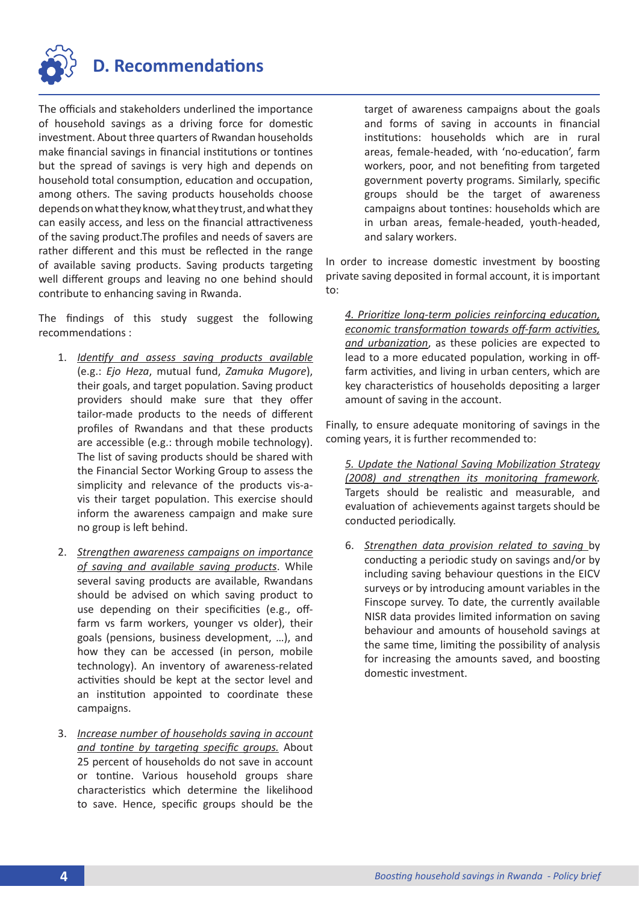# D. Recommendations

The officials and stakeholders underlined the importance of household savings as a driving force for domestic investment. About three quarters of Rwandan households make financial savings in financial institutions or tontines but the spread of savings is very high and depends on household total consumption, education and occupation, among others. The saving products households choose depends on what they know, what they trust, and what they can easily access, and less on the financial attractiveness of the saving product.The profiles and needs of savers are rather different and this must be reflected in the range of available saving products. Saving products targeting well different groups and leaving no one behind should contribute to enhancing saving in Rwanda.

The findings of this study suggest the following recommendations :

1. *Identify and assess saving products available* (e.g.: *Ejo Heza*, mutual fund, *Zamuka Mugore*), their goals, and target population. Saving product providers should make sure that they offer tailor-made products to the needs of different profiles of Rwandans and that these products are accessible (e.g.: through mobile technology). The list of saving products should be shared with the Financial Sector Working Group to assess the simplicity and relevance of the products vis-a-vis their target population. This exercise should inform the awareness campaign and make sure no group is left behind.

2. *Strengthen awareness campaigns on importance of saving and available saving products*. While several saving products are available, Rwandans should be advised on which saving product to use depending on their specificities (e.g., off-farm vs farm workers, younger vs older), their goals (pensions, business development, …), and how they can be accessed (in person, mobile technology). An inventory of awareness-related activities should be kept at the sector level and an institution appointed to coordinate these campaigns.

3. *Increase number of households saving in account and tontine by targeting specific groups.* About 25 percent of households do not save in account or tontine. Various household groups share characteristics which determine the likelihood to save. Hence, specific groups should be the target of awareness campaigns about the goals and forms of saving in accounts in financial institutions: households which are in rural areas, female-headed, with 'no-education', farm workers, poor, and not benefiting from targeted government poverty programs. Similarly, specific groups should be the target of awareness campaigns about tontines: households which are in urban areas, female-headed, youth-headed, and salary workers.

In order to increase domestic investment by boosting private saving deposited in formal account, it is important to:

4. *Prioritize long-term policies reinforcing education, economic transformation towards off-farm activities, and urbanization*, as these policies are expected to lead to a more educated population, working in off-farm activities, and living in urban centers, which are key characteristics of households depositing a larger amount of saving in the account.

Finally, to ensure adequate monitoring of savings in the coming years, it is further recommended to:

5. *Update the National Saving Mobilization Strategy (2008) and strengthen its monitoring framework*. Targets should be realistic and measurable, and evaluation of achievements against targets should be conducted periodically.

6. *Strengthen data provision related to saving* by conducting a periodic study on savings and/or by including saving behaviour questions in the EICV surveys or by introducing amount variables in the Finscope survey. To date, the currently available NISR data provides limited information on saving behaviour and amounts of household savings at the same time, limiting the possibility of analysis for increasing the amounts saved, and boosting domestic investment.